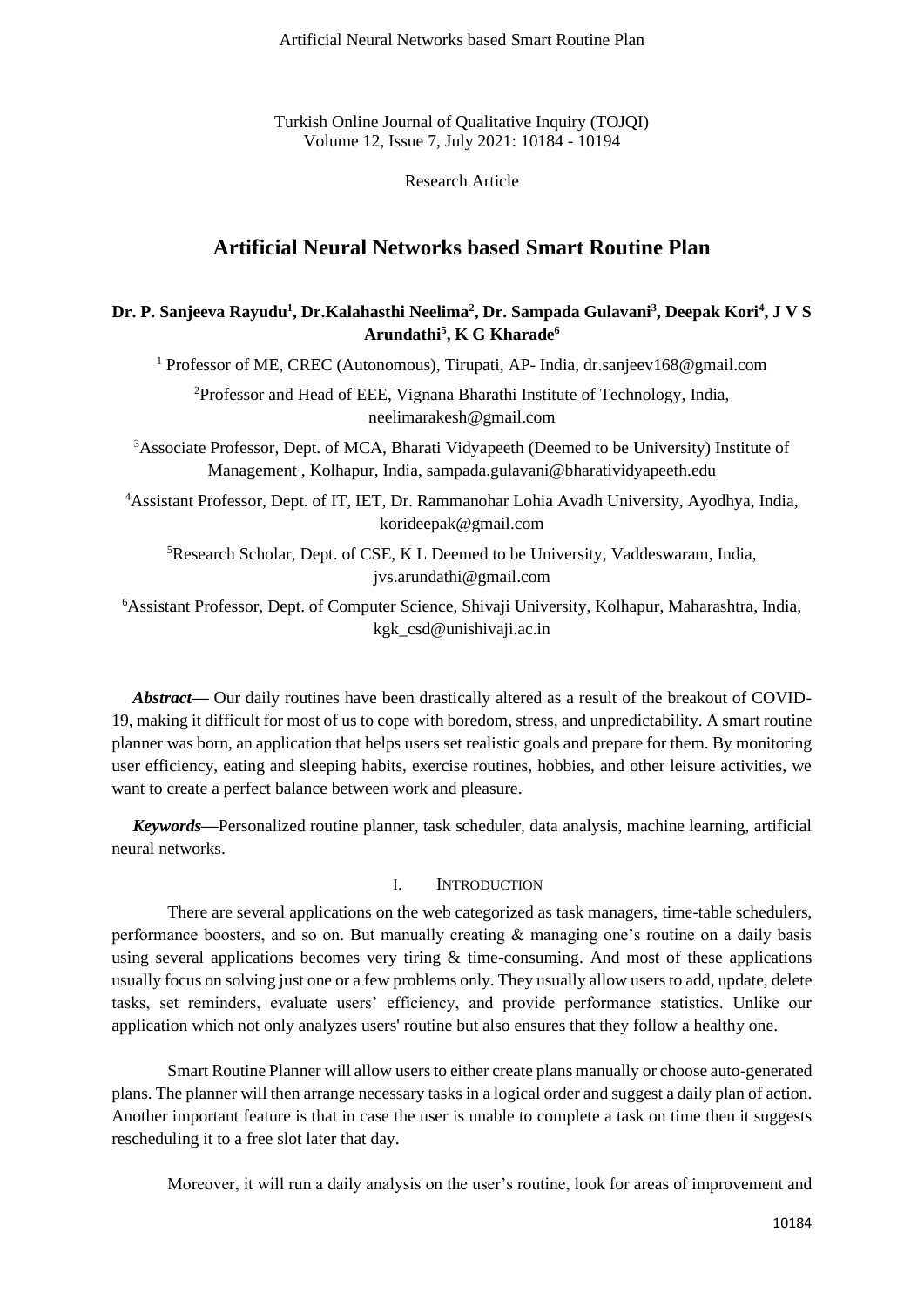Research Article

# Artificial Neural Networks based Smart Routine Plan

**Dr. P. Sanjeeva Rayudu[1], Dr.Kalahasthi Neelima[2], Dr. Sampada Gulavani[3], Deepak Kori[4], J V S Arundathi[5], K G Kharade[6]**

[1] Professor of ME, CREC (Autonomous), Tirupati, AP- India, dr.sanjeev168@gmail.com

[2]Professor and Head of EEE, Vignana Bharathi Institute of Technology, India, neelimarakesh@gmail.com

[3]Associate Professor, Dept. of MCA, Bharati Vidyapeeth (Deemed to be University) Institute of Management , Kolhapur, India, sampada.gulavani@bharatividyapeeth.edu

[4]Assistant Professor, Dept. of IT, IET, Dr. Rammanohar Lohia Avadh University, Ayodhya, India, korideepak@gmail.com

[5]Research Scholar, Dept. of CSE, K L Deemed to be University, Vaddeswaram, India, jvs.arundathi@gmail.com

[6]Assistant Professor, Dept. of Computer Science, Shivaji University, Kolhapur, Maharashtra, India, kgk_csd@unishivaji.ac.in

***Abstract*—** Our daily routines have been drastically altered as a result of the breakout of COVID-19, making it difficult for most of us to cope with boredom, stress, and unpredictability. A smart routine planner was born, an application that helps users set realistic goals and prepare for them. By monitoring user efficiency, eating and sleeping habits, exercise routines, hobbies, and other leisure activities, we want to create a perfect balance between work and pleasure.

***Keywords*—**Personalized routine planner, task scheduler, data analysis, machine learning, artificial neural networks.

## I. INTRODUCTION

There are several applications on the web categorized as task managers, time-table schedulers, performance boosters, and so on. But manually creating & managing one's routine on a daily basis using several applications becomes very tiring & time-consuming. And most of these applications usually focus on solving just one or a few problems only. They usually allow users to add, update, delete tasks, set reminders, evaluate users' efficiency, and provide performance statistics. Unlike our application which not only analyzes users' routine but also ensures that they follow a healthy one.

Smart Routine Planner will allow users to either create plans manually or choose auto-generated plans. The planner will then arrange necessary tasks in a logical order and suggest a daily plan of action. Another important feature is that in case the user is unable to complete a task on time then it suggests rescheduling it to a free slot later that day.

Moreover, it will run a daily analysis on the user's routine, look for areas of improvement and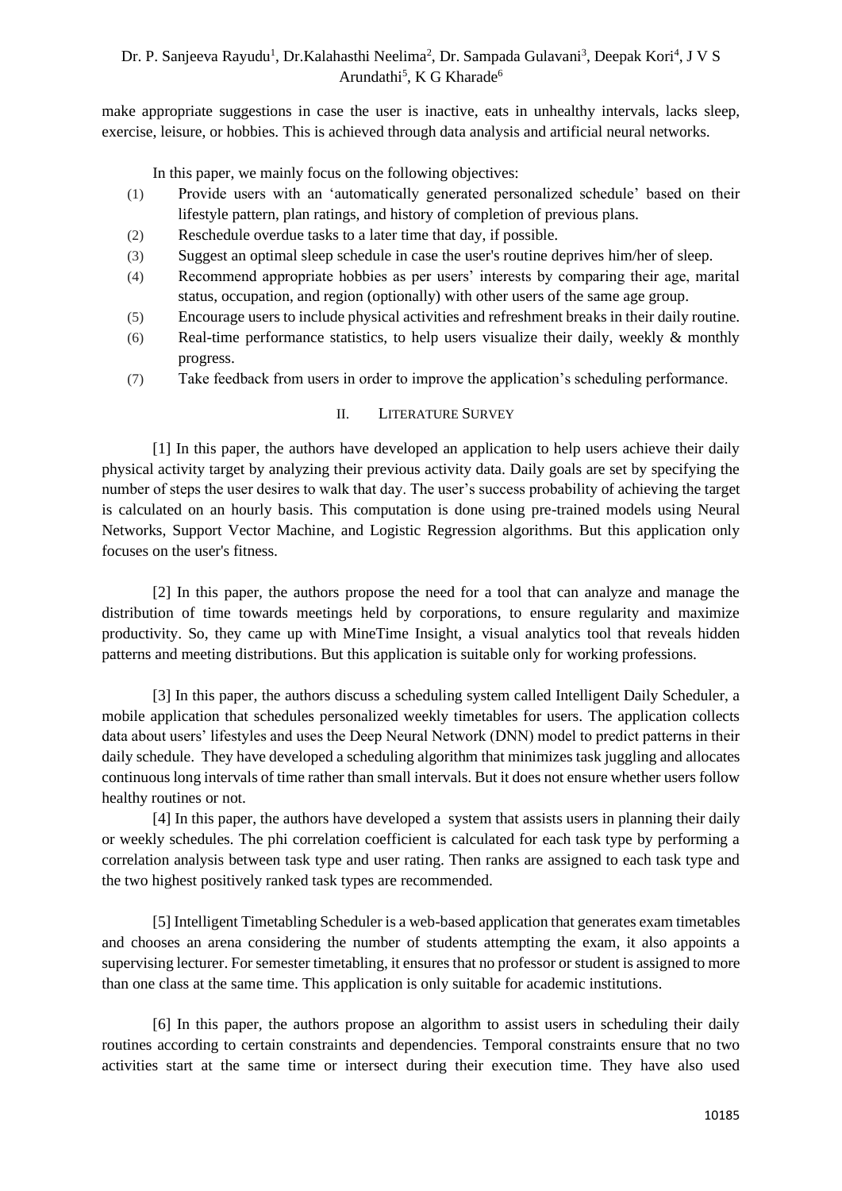make appropriate suggestions in case the user is inactive, eats in unhealthy intervals, lacks sleep, exercise, leisure, or hobbies. This is achieved through data analysis and artificial neural networks.

In this paper, we mainly focus on the following objectives:

(1) Provide users with an 'automatically generated personalized schedule' based on their lifestyle pattern, plan ratings, and history of completion of previous plans.
(2) Reschedule overdue tasks to a later time that day, if possible.
(3) Suggest an optimal sleep schedule in case the user's routine deprives him/her of sleep.
(4) Recommend appropriate hobbies as per users' interests by comparing their age, marital status, occupation, and region (optionally) with other users of the same age group.
(5) Encourage users to include physical activities and refreshment breaks in their daily routine.
(6) Real-time performance statistics, to help users visualize their daily, weekly & monthly progress.
(7) Take feedback from users in order to improve the application's scheduling performance.

## II. LITERATURE SURVEY

[1] In this paper, the authors have developed an application to help users achieve their daily physical activity target by analyzing their previous activity data. Daily goals are set by specifying the number of steps the user desires to walk that day. The user's success probability of achieving the target is calculated on an hourly basis. This computation is done using pre-trained models using Neural Networks, Support Vector Machine, and Logistic Regression algorithms. But this application only focuses on the user's fitness.

[2] In this paper, the authors propose the need for a tool that can analyze and manage the distribution of time towards meetings held by corporations, to ensure regularity and maximize productivity. So, they came up with MineTime Insight, a visual analytics tool that reveals hidden patterns and meeting distributions. But this application is suitable only for working professions.

[3] In this paper, the authors discuss a scheduling system called Intelligent Daily Scheduler, a mobile application that schedules personalized weekly timetables for users. The application collects data about users' lifestyles and uses the Deep Neural Network (DNN) model to predict patterns in their daily schedule. They have developed a scheduling algorithm that minimizes task juggling and allocates continuous long intervals of time rather than small intervals. But it does not ensure whether users follow healthy routines or not.

[4] In this paper, the authors have developed a system that assists users in planning their daily or weekly schedules. The phi correlation coefficient is calculated for each task type by performing a correlation analysis between task type and user rating. Then ranks are assigned to each task type and the two highest positively ranked task types are recommended.

[5] Intelligent Timetabling Scheduler is a web-based application that generates exam timetables and chooses an arena considering the number of students attempting the exam, it also appoints a supervising lecturer. For semester timetabling, it ensures that no professor or student is assigned to more than one class at the same time. This application is only suitable for academic institutions.

[6] In this paper, the authors propose an algorithm to assist users in scheduling their daily routines according to certain constraints and dependencies. Temporal constraints ensure that no two activities start at the same time or intersect during their execution time. They have also used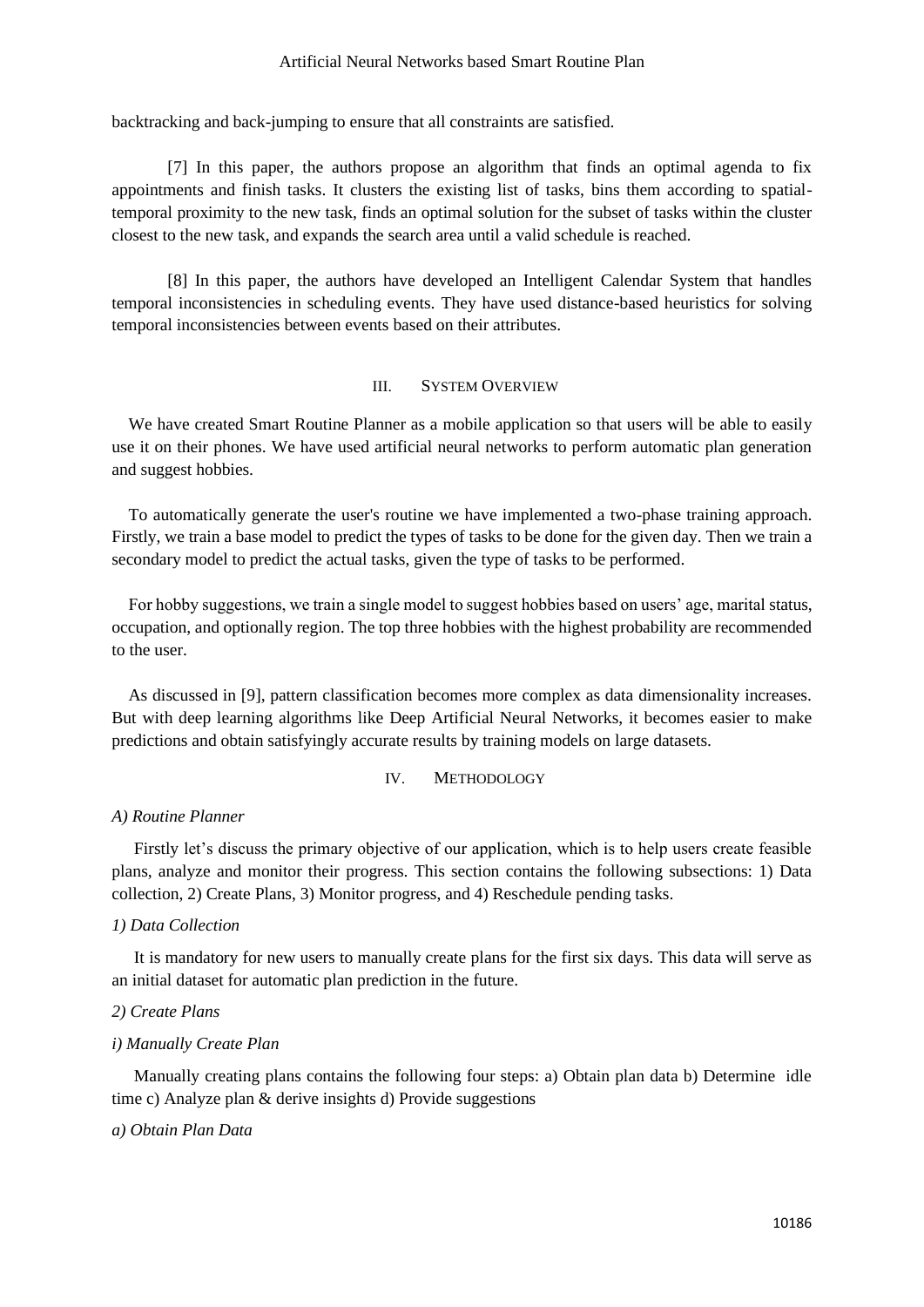backtracking and back-jumping to ensure that all constraints are satisfied.

[7] In this paper, the authors propose an algorithm that finds an optimal agenda to fix appointments and finish tasks. It clusters the existing list of tasks, bins them according to spatial-temporal proximity to the new task, finds an optimal solution for the subset of tasks within the cluster closest to the new task, and expands the search area until a valid schedule is reached.

[8] In this paper, the authors have developed an Intelligent Calendar System that handles temporal inconsistencies in scheduling events. They have used distance-based heuristics for solving temporal inconsistencies between events based on their attributes.

## III. SYSTEM OVERVIEW

We have created Smart Routine Planner as a mobile application so that users will be able to easily use it on their phones. We have used artificial neural networks to perform automatic plan generation and suggest hobbies.

To automatically generate the user's routine we have implemented a two-phase training approach. Firstly, we train a base model to predict the types of tasks to be done for the given day. Then we train a secondary model to predict the actual tasks, given the type of tasks to be performed.

For hobby suggestions, we train a single model to suggest hobbies based on users' age, marital status, occupation, and optionally region. The top three hobbies with the highest probability are recommended to the user.

As discussed in [9], pattern classification becomes more complex as data dimensionality increases. But with deep learning algorithms like Deep Artificial Neural Networks, it becomes easier to make predictions and obtain satisfyingly accurate results by training models on large datasets.

## IV. METHODOLOGY

### *A) Routine Planner*

Firstly let's discuss the primary objective of our application, which is to help users create feasible plans, analyze and monitor their progress. This section contains the following subsections: 1) Data collection, 2) Create Plans, 3) Monitor progress, and 4) Reschedule pending tasks.

#### *1) Data Collection*

It is mandatory for new users to manually create plans for the first six days. This data will serve as an initial dataset for automatic plan prediction in the future.

#### *2) Create Plans*

##### *i) Manually Create Plan*

Manually creating plans contains the following four steps: a) Obtain plan data b) Determine idle time c) Analyze plan & derive insights d) Provide suggestions

##### *a) Obtain Plan Data*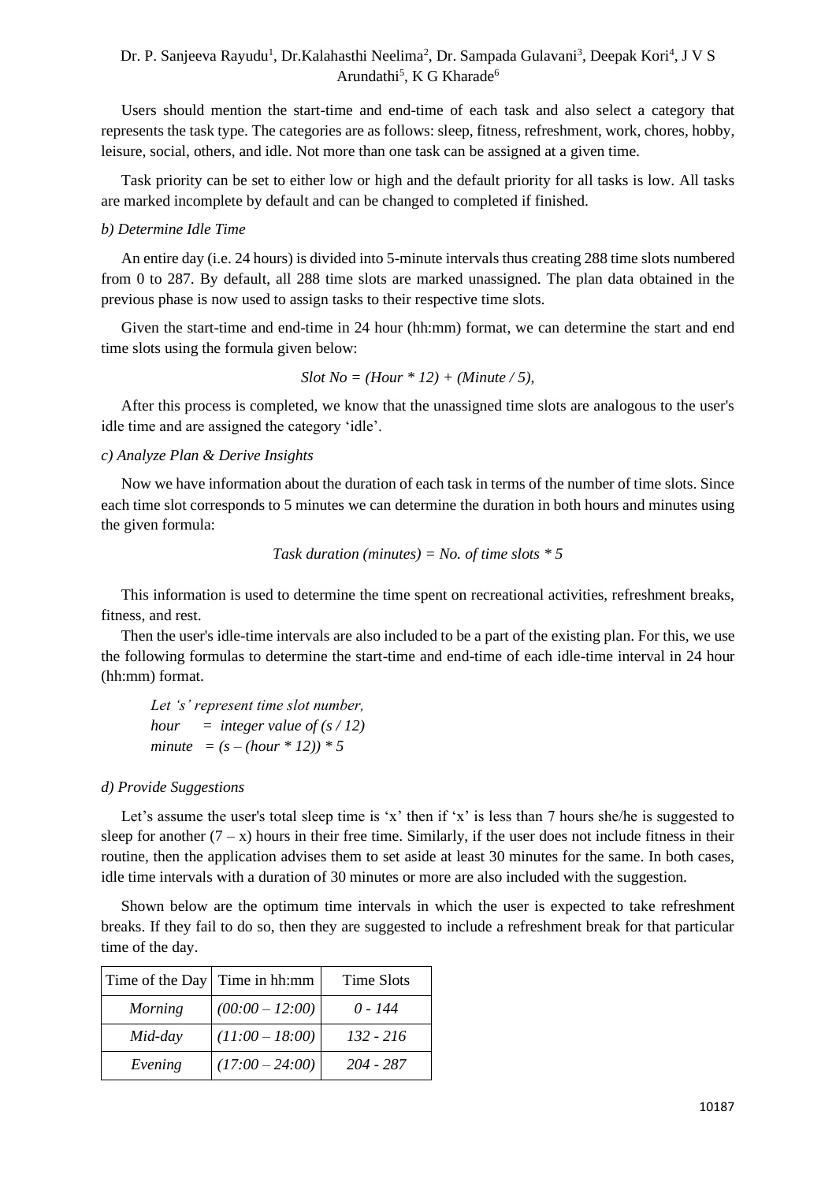Users should mention the start-time and end-time of each task and also select a category that represents the task type. The categories are as follows: sleep, fitness, refreshment, work, chores, hobby, leisure, social, others, and idle. Not more than one task can be assigned at a given time.

Task priority can be set to either low or high and the default priority for all tasks is low. All tasks are marked incomplete by default and can be changed to completed if finished.

*b) Determine Idle Time*

An entire day (i.e. 24 hours) is divided into 5-minute intervals thus creating 288 time slots numbered from 0 to 287. By default, all 288 time slots are marked unassigned. The plan data obtained in the previous phase is now used to assign tasks to their respective time slots.

Given the start-time and end-time in 24 hour (hh:mm) format, we can determine the start and end time slots using the formula given below:

$$Slot\ No = (Hour * 12) + (Minute / 5),$$

After this process is completed, we know that the unassigned time slots are analogous to the user's idle time and are assigned the category 'idle'.

*c) Analyze Plan & Derive Insights*

Now we have information about the duration of each task in terms of the number of time slots. Since each time slot corresponds to 5 minutes we can determine the duration in both hours and minutes using the given formula:

$$Task\ duration\ (minutes) = No.\ of\ time\ slots * 5$$

This information is used to determine the time spent on recreational activities, refreshment breaks, fitness, and rest.

Then the user's idle-time intervals are also included to be a part of the existing plan. For this, we use the following formulas to determine the start-time and end-time of each idle-time interval in 24 hour (hh:mm) format.

*Let 's' represent time slot number,*
*hour = integer value of (s / 12)*
*minute = (s – (hour * 12)) * 5*

*d) Provide Suggestions*

Let's assume the user's total sleep time is 'x' then if 'x' is less than 7 hours she/he is suggested to sleep for another (7 – x) hours in their free time. Similarly, if the user does not include fitness in their routine, then the application advises them to set aside at least 30 minutes for the same. In both cases, idle time intervals with a duration of 30 minutes or more are also included with the suggestion.

Shown below are the optimum time intervals in which the user is expected to take refreshment breaks. If they fail to do so, then they are suggested to include a refreshment break for that particular time of the day.

| Time of the Day | Time in hh:mm | Time Slots |
|---|---|---|
| *Morning* | *(00:00 – 12:00)* | *0 - 144* |
| *Mid-day* | *(11:00 – 18:00)* | *132 - 216* |
| *Evening* | *(17:00 – 24:00)* | *204 - 287* |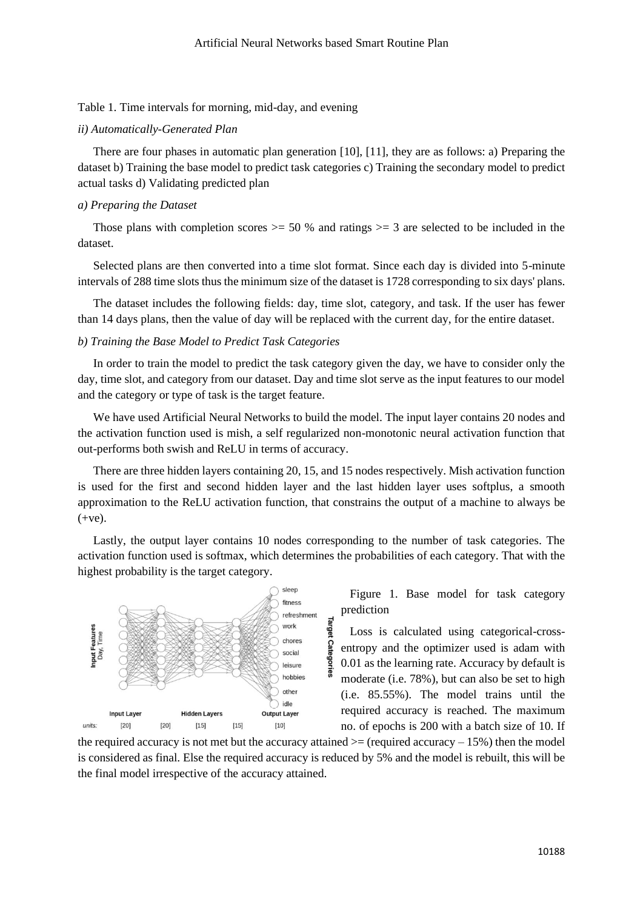Table 1. Time intervals for morning, mid-day, and evening

*ii) Automatically-Generated Plan*

There are four phases in automatic plan generation [10], [11], they are as follows: a) Preparing the dataset b) Training the base model to predict task categories c) Training the secondary model to predict actual tasks d) Validating predicted plan

*a) Preparing the Dataset*

Those plans with completion scores >= 50 % and ratings >= 3 are selected to be included in the dataset.

Selected plans are then converted into a time slot format. Since each day is divided into 5-minute intervals of 288 time slots thus the minimum size of the dataset is 1728 corresponding to six days' plans.

The dataset includes the following fields: day, time slot, category, and task. If the user has fewer than 14 days plans, then the value of day will be replaced with the current day, for the entire dataset.

*b) Training the Base Model to Predict Task Categories*

In order to train the model to predict the task category given the day, we have to consider only the day, time slot, and category from our dataset. Day and time slot serve as the input features to our model and the category or type of task is the target feature.

We have used Artificial Neural Networks to build the model. The input layer contains 20 nodes and the activation function used is mish, a self regularized non-monotonic neural activation function that out-performs both swish and ReLU in terms of accuracy.

There are three hidden layers containing 20, 15, and 15 nodes respectively. Mish activation function is used for the first and second hidden layer and the last hidden layer uses softplus, a smooth approximation to the ReLU activation function, that constrains the output of a machine to always be (+ve).

Lastly, the output layer contains 10 nodes corresponding to the number of task categories. The activation function used is softmax, which determines the probabilities of each category. That with the highest probability is the target category.

Figure 1. Base model for task category prediction

Loss is calculated using categorical-cross-entropy and the optimizer used is adam with 0.01 as the learning rate. Accuracy by default is moderate (i.e. 78%), but can also be set to high (i.e. 85.55%). The model trains until the required accuracy is reached. The maximum no. of epochs is 200 with a batch size of 10. If the required accuracy is not met but the accuracy attained >= (required accuracy – 15%) then the model is considered as final. Else the required accuracy is reduced by 5% and the model is rebuilt, this will be the final model irrespective of the accuracy attained.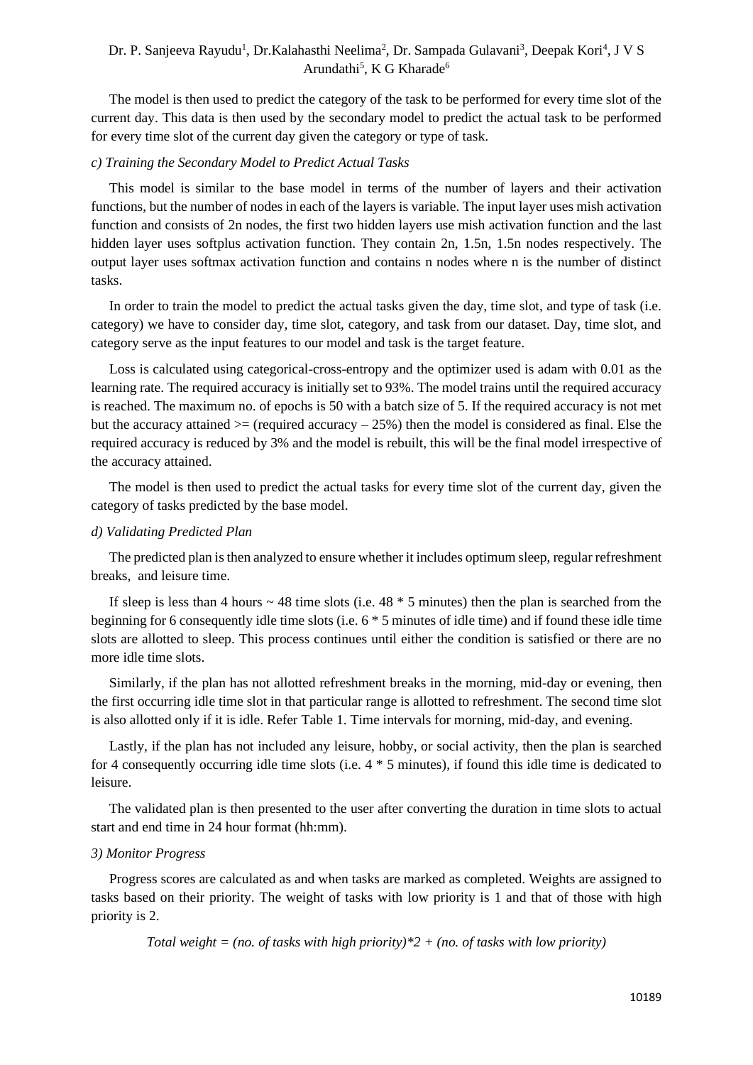The model is then used to predict the category of the task to be performed for every time slot of the current day. This data is then used by the secondary model to predict the actual task to be performed for every time slot of the current day given the category or type of task.

*c) Training the Secondary Model to Predict Actual Tasks*

This model is similar to the base model in terms of the number of layers and their activation functions, but the number of nodes in each of the layers is variable. The input layer uses mish activation function and consists of 2n nodes, the first two hidden layers use mish activation function and the last hidden layer uses softplus activation function. They contain 2n, 1.5n, 1.5n nodes respectively. The output layer uses softmax activation function and contains n nodes where n is the number of distinct tasks.

In order to train the model to predict the actual tasks given the day, time slot, and type of task (i.e. category) we have to consider day, time slot, category, and task from our dataset. Day, time slot, and category serve as the input features to our model and task is the target feature.

Loss is calculated using categorical-cross-entropy and the optimizer used is adam with 0.01 as the learning rate. The required accuracy is initially set to 93%. The model trains until the required accuracy is reached. The maximum no. of epochs is 50 with a batch size of 5. If the required accuracy is not met but the accuracy attained >= (required accuracy – 25%) then the model is considered as final. Else the required accuracy is reduced by 3% and the model is rebuilt, this will be the final model irrespective of the accuracy attained.

The model is then used to predict the actual tasks for every time slot of the current day, given the category of tasks predicted by the base model.

*d) Validating Predicted Plan*

The predicted plan is then analyzed to ensure whether it includes optimum sleep, regular refreshment breaks, and leisure time.

If sleep is less than 4 hours ~ 48 time slots (i.e. 48 * 5 minutes) then the plan is searched from the beginning for 6 consequently idle time slots (i.e. 6 * 5 minutes of idle time) and if found these idle time slots are allotted to sleep. This process continues until either the condition is satisfied or there are no more idle time slots.

Similarly, if the plan has not allotted refreshment breaks in the morning, mid-day or evening, then the first occurring idle time slot in that particular range is allotted to refreshment. The second time slot is also allotted only if it is idle. Refer Table 1. Time intervals for morning, mid-day, and evening.

Lastly, if the plan has not included any leisure, hobby, or social activity, then the plan is searched for 4 consequently occurring idle time slots (i.e. 4 * 5 minutes), if found this idle time is dedicated to leisure.

The validated plan is then presented to the user after converting the duration in time slots to actual start and end time in 24 hour format (hh:mm).

*3) Monitor Progress*

Progress scores are calculated as and when tasks are marked as completed. Weights are assigned to tasks based on their priority. The weight of tasks with low priority is 1 and that of those with high priority is 2.

$$\text{Total weight} = (\text{no. of tasks with high priority})*2 + (\text{no. of tasks with low priority})$$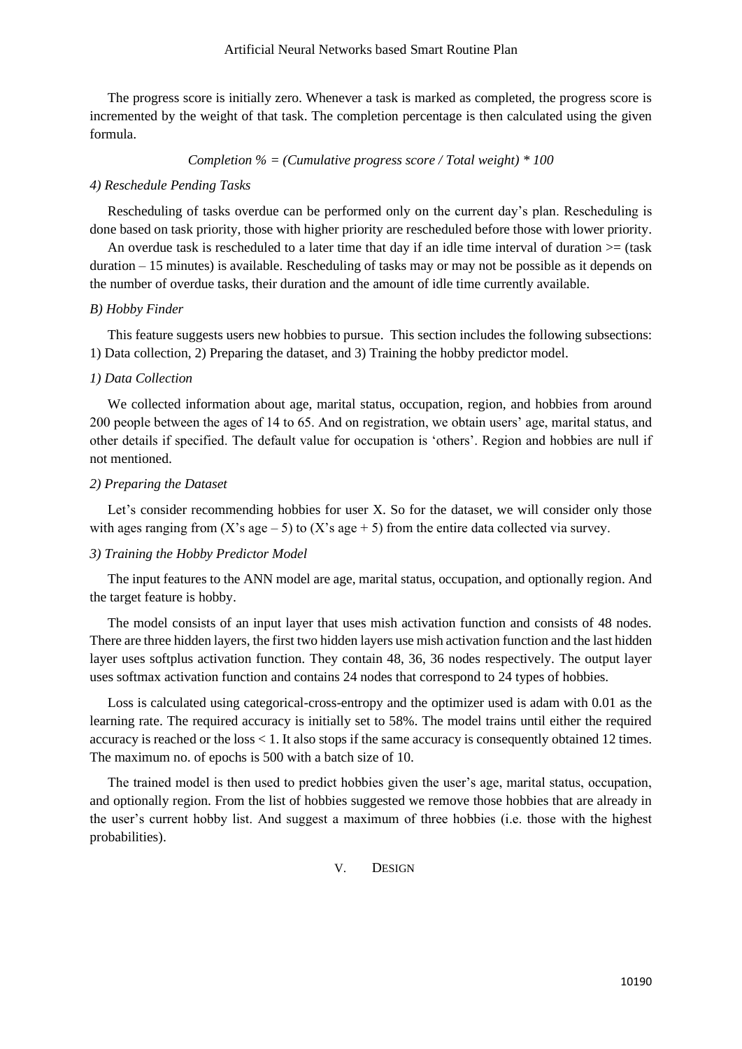The progress score is initially zero. Whenever a task is marked as completed, the progress score is incremented by the weight of that task. The completion percentage is then calculated using the given formula.

$$Completion\ \% = (Cumulative\ progress\ score\ /\ Total\ weight) * 100$$

*4) Reschedule Pending Tasks*

Rescheduling of tasks overdue can be performed only on the current day's plan. Rescheduling is done based on task priority, those with higher priority are rescheduled before those with lower priority.

An overdue task is rescheduled to a later time that day if an idle time interval of duration >= (task duration – 15 minutes) is available. Rescheduling of tasks may or may not be possible as it depends on the number of overdue tasks, their duration and the amount of idle time currently available.

*B) Hobby Finder*

This feature suggests users new hobbies to pursue. This section includes the following subsections: 1) Data collection, 2) Preparing the dataset, and 3) Training the hobby predictor model.

*1) Data Collection*

We collected information about age, marital status, occupation, region, and hobbies from around 200 people between the ages of 14 to 65. And on registration, we obtain users' age, marital status, and other details if specified. The default value for occupation is 'others'. Region and hobbies are null if not mentioned.

*2) Preparing the Dataset*

Let's consider recommending hobbies for user X. So for the dataset, we will consider only those with ages ranging from (X's age – 5) to (X's age + 5) from the entire data collected via survey.

*3) Training the Hobby Predictor Model*

The input features to the ANN model are age, marital status, occupation, and optionally region. And the target feature is hobby.

The model consists of an input layer that uses mish activation function and consists of 48 nodes. There are three hidden layers, the first two hidden layers use mish activation function and the last hidden layer uses softplus activation function. They contain 48, 36, 36 nodes respectively. The output layer uses softmax activation function and contains 24 nodes that correspond to 24 types of hobbies.

Loss is calculated using categorical-cross-entropy and the optimizer used is adam with 0.01 as the learning rate. The required accuracy is initially set to 58%. The model trains until either the required accuracy is reached or the loss < 1. It also stops if the same accuracy is consequently obtained 12 times. The maximum no. of epochs is 500 with a batch size of 10.

The trained model is then used to predict hobbies given the user's age, marital status, occupation, and optionally region. From the list of hobbies suggested we remove those hobbies that are already in the user's current hobby list. And suggest a maximum of three hobbies (i.e. those with the highest probabilities).

## V. Design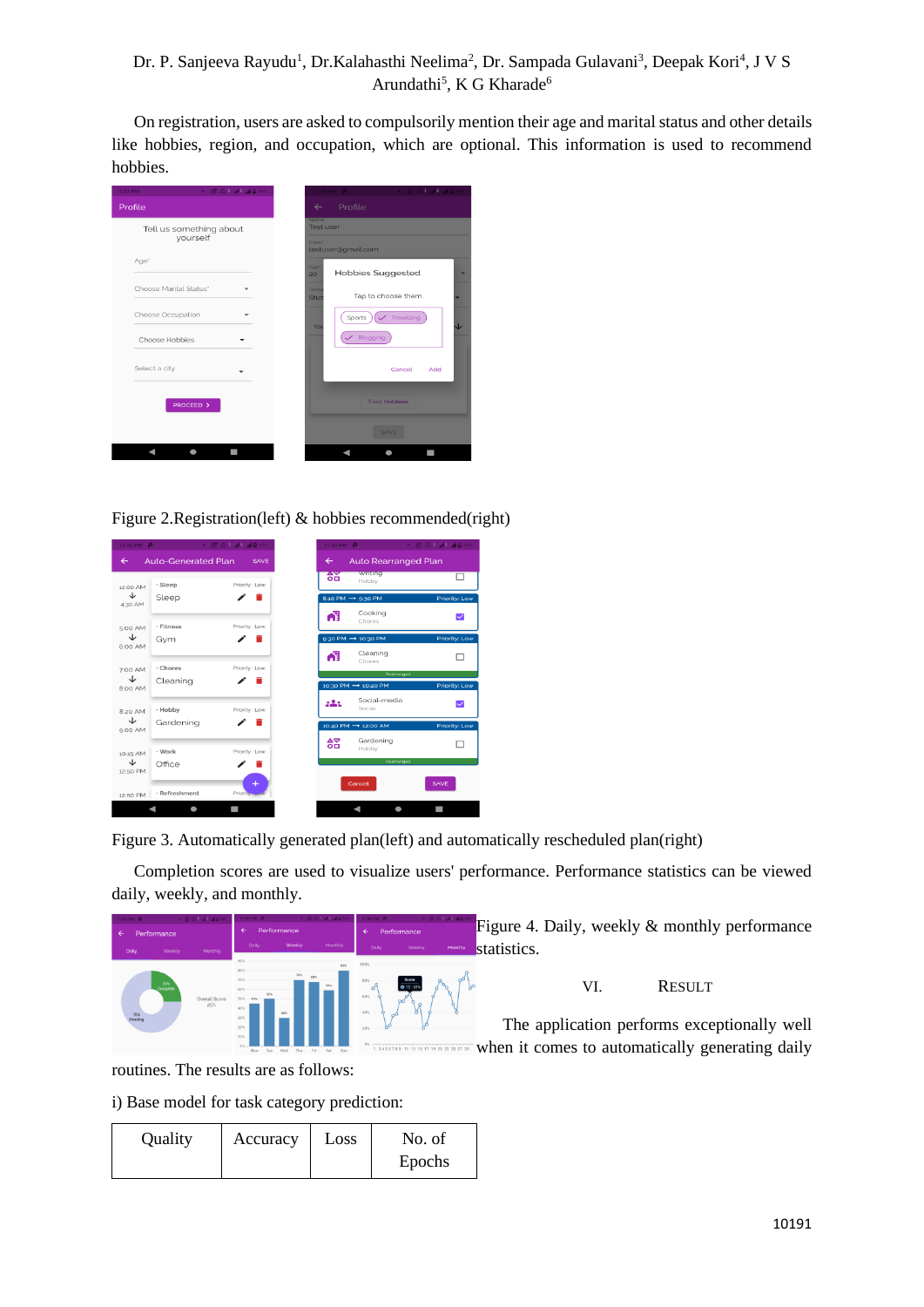On registration, users are asked to compulsorily mention their age and marital status and other details like hobbies, region, and occupation, which are optional. This information is used to recommend hobbies.

Figure 2.Registration(left) & hobbies recommended(right)

Figure 3. Automatically generated plan(left) and automatically rescheduled plan(right)

Completion scores are used to visualize users' performance. Performance statistics can be viewed daily, weekly, and monthly.

Figure 4. Daily, weekly & monthly performance statistics.

## VI. RESULT

The application performs exceptionally well when it comes to automatically generating daily routines. The results are as follows:

i) Base model for task category prediction:

| Quality | Accuracy | Loss | No. of Epochs |
| --- | --- | --- | --- |
| | | | |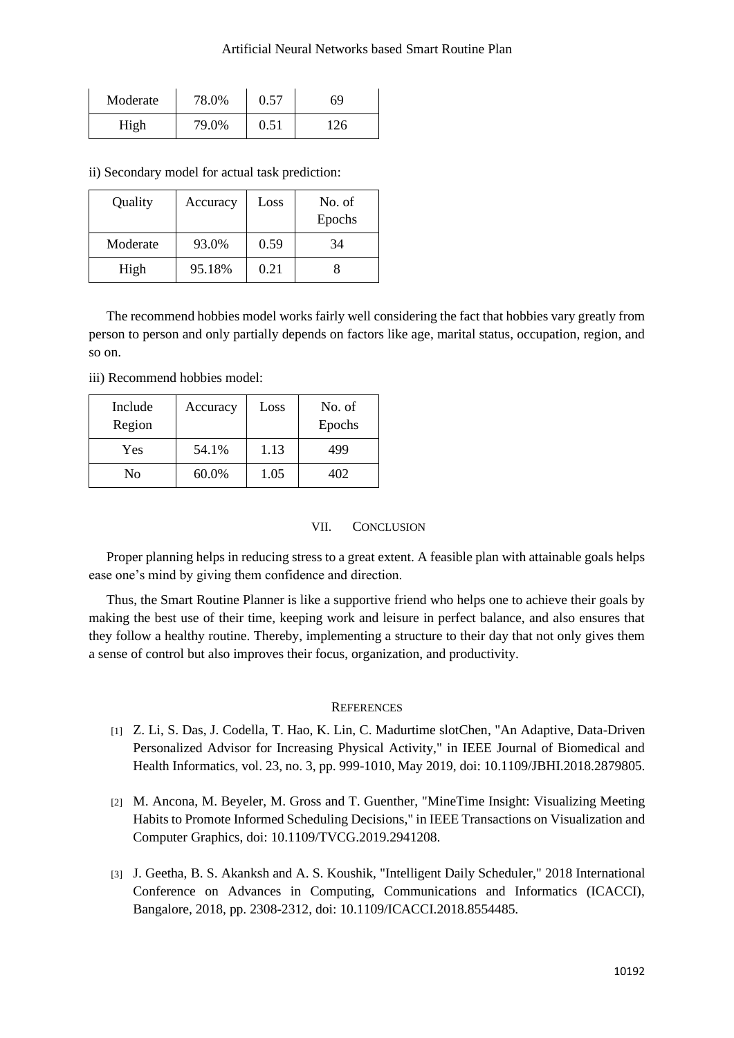| Moderate | 78.0% | 0.57 | 69 |
|---|---|---|---|
| High | 79.0% | 0.51 | 126 |

ii) Secondary model for actual task prediction:

| Quality | Accuracy | Loss | No. of Epochs |
|---|---|---|---|
| Moderate | 93.0% | 0.59 | 34 |
| High | 95.18% | 0.21 | 8 |

The recommend hobbies model works fairly well considering the fact that hobbies vary greatly from person to person and only partially depends on factors like age, marital status, occupation, region, and so on.

iii) Recommend hobbies model:

| Include Region | Accuracy | Loss | No. of Epochs |
|---|---|---|---|
| Yes | 54.1% | 1.13 | 499 |
| No | 60.0% | 1.05 | 402 |

## VII. Conclusion

Proper planning helps in reducing stress to a great extent. A feasible plan with attainable goals helps ease one's mind by giving them confidence and direction.

Thus, the Smart Routine Planner is like a supportive friend who helps one to achieve their goals by making the best use of their time, keeping work and leisure in perfect balance, and also ensures that they follow a healthy routine. Thereby, implementing a structure to their day that not only gives them a sense of control but also improves their focus, organization, and productivity.

## References

[1] Z. Li, S. Das, J. Codella, T. Hao, K. Lin, C. Madurtime slotChen, "An Adaptive, Data-Driven Personalized Advisor for Increasing Physical Activity," in IEEE Journal of Biomedical and Health Informatics, vol. 23, no. 3, pp. 999-1010, May 2019, doi: 10.1109/JBHI.2018.2879805.

[2] M. Ancona, M. Beyeler, M. Gross and T. Guenther, "MineTime Insight: Visualizing Meeting Habits to Promote Informed Scheduling Decisions," in IEEE Transactions on Visualization and Computer Graphics, doi: 10.1109/TVCG.2019.2941208.

[3] J. Geetha, B. S. Akanksh and A. S. Koushik, "Intelligent Daily Scheduler," 2018 International Conference on Advances in Computing, Communications and Informatics (ICACCI), Bangalore, 2018, pp. 2308-2312, doi: 10.1109/ICACCI.2018.8554485.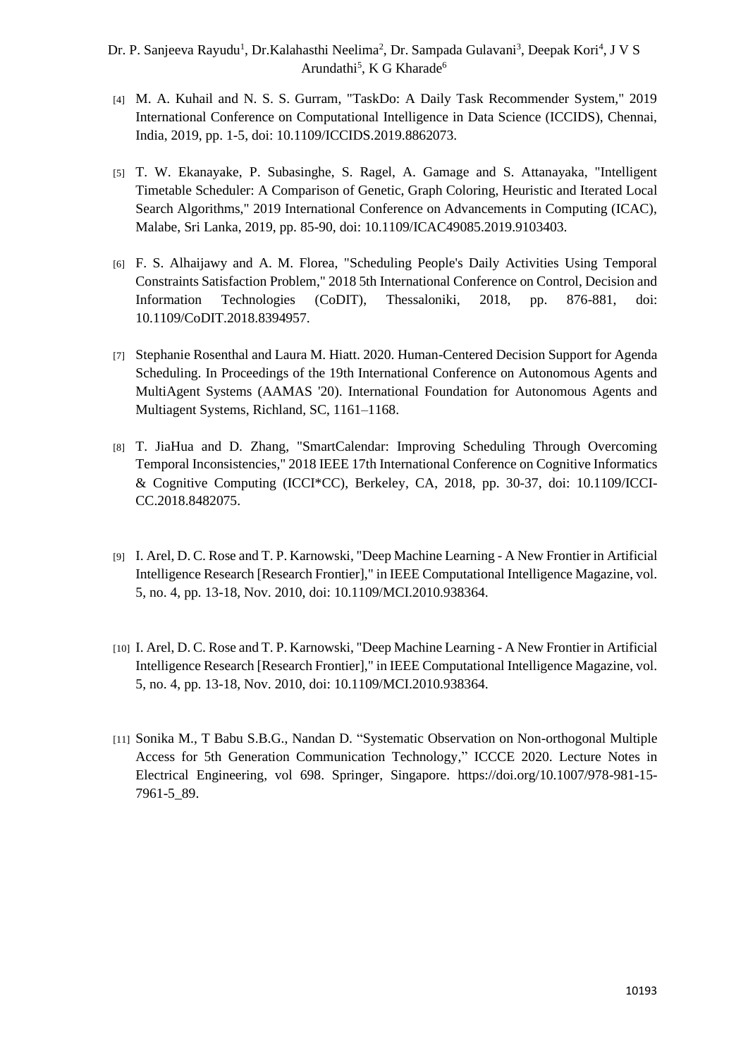[4] M. A. Kuhail and N. S. S. Gurram, "TaskDo: A Daily Task Recommender System," 2019 International Conference on Computational Intelligence in Data Science (ICCIDS), Chennai, India, 2019, pp. 1-5, doi: 10.1109/ICCIDS.2019.8862073.

[5] T. W. Ekanayake, P. Subasinghe, S. Ragel, A. Gamage and S. Attanayaka, "Intelligent Timetable Scheduler: A Comparison of Genetic, Graph Coloring, Heuristic and Iterated Local Search Algorithms," 2019 International Conference on Advancements in Computing (ICAC), Malabe, Sri Lanka, 2019, pp. 85-90, doi: 10.1109/ICAC49085.2019.9103403.

[6] F. S. Alhaijawy and A. M. Florea, "Scheduling People's Daily Activities Using Temporal Constraints Satisfaction Problem," 2018 5th International Conference on Control, Decision and Information Technologies (CoDIT), Thessaloniki, 2018, pp. 876-881, doi: 10.1109/CoDIT.2018.8394957.

[7] Stephanie Rosenthal and Laura M. Hiatt. 2020. Human-Centered Decision Support for Agenda Scheduling. In Proceedings of the 19th International Conference on Autonomous Agents and MultiAgent Systems (AAMAS '20). International Foundation for Autonomous Agents and Multiagent Systems, Richland, SC, 1161–1168.

[8] T. JiaHua and D. Zhang, "SmartCalendar: Improving Scheduling Through Overcoming Temporal Inconsistencies," 2018 IEEE 17th International Conference on Cognitive Informatics & Cognitive Computing (ICCI*CC), Berkeley, CA, 2018, pp. 30-37, doi: 10.1109/ICCI-CC.2018.8482075.

[9] I. Arel, D. C. Rose and T. P. Karnowski, "Deep Machine Learning - A New Frontier in Artificial Intelligence Research [Research Frontier]," in IEEE Computational Intelligence Magazine, vol. 5, no. 4, pp. 13-18, Nov. 2010, doi: 10.1109/MCI.2010.938364.

[10] I. Arel, D. C. Rose and T. P. Karnowski, "Deep Machine Learning - A New Frontier in Artificial Intelligence Research [Research Frontier]," in IEEE Computational Intelligence Magazine, vol. 5, no. 4, pp. 13-18, Nov. 2010, doi: 10.1109/MCI.2010.938364.

[11] Sonika M., T Babu S.B.G., Nandan D. "Systematic Observation on Non-orthogonal Multiple Access for 5th Generation Communication Technology," ICCCE 2020. Lecture Notes in Electrical Engineering, vol 698. Springer, Singapore. https://doi.org/10.1007/978-981-15-7961-5_89.